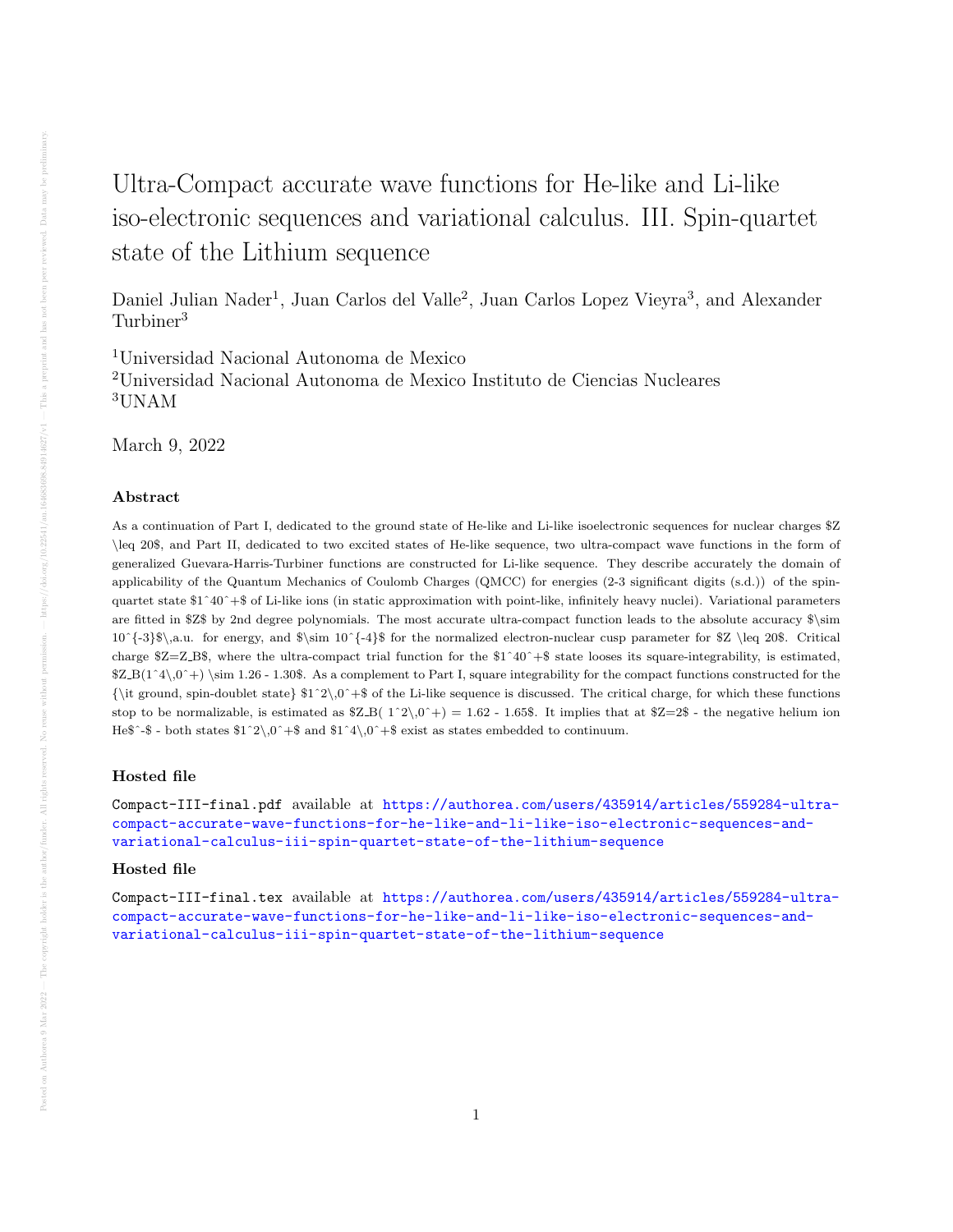# Ultra-Compact accurate wave functions for He-like and Li-like iso-electronic sequences and variational calculus. III. Spin-quartet state of the Lithium sequence

Daniel Julian Nader[1], Juan Carlos del Valle[2], Juan Carlos Lopez Vieyra[3], and Alexander Turbiner[3]

[1]Universidad Nacional Autonoma de Mexico
[2]Universidad Nacional Autonoma de Mexico Instituto de Ciencias Nucleares
[3]UNAM

March 9, 2022

### Abstract

As a continuation of Part I, dedicated to the ground state of He-like and Li-like isoelectronic sequences for nuclear charges $Z \leq 20$, and Part II, dedicated to two excited states of He-like sequence, two ultra-compact wave functions in the form of generalized Guevara-Harris-Turbiner functions are constructed for Li-like sequence. They describe accurately the domain of applicability of the Quantum Mechanics of Coulomb Charges (QMCC) for energies (2-3 significant digits (s.d.)) of the spin-quartet state $1^40^+$ of Li-like ions (in static approximation with point-like, infinitely heavy nuclei). Variational parameters are fitted in $Z$ by 2nd degree polynomials. The most accurate ultra-compact function leads to the absolute accuracy $\sim 10^{-3}$\,a.u. for energy, and $\sim 10^{-4}$ for the normalized electron-nuclear cusp parameter for $Z \leq 20$. Critical charge $Z=Z_B$, where the ultra-compact trial function for the $1^40^+$ state looses its square-integrability, is estimated, $Z_B(1^4\,0^+) \sim 1.26 - 1.30$. As a complement to Part I, square integrability for the compact functions constructed for the *ground, spin-doublet state* $1^2\,0^+$ of the Li-like sequence is discussed. The critical charge, for which these functions stop to be normalizable, is estimated as $Z_B( 1^2\,0^+) = 1.62 - 1.65$. It implies that at $Z=2$ - the negative helium ion He$^-$ - both states $1^2\,0^+$ and $1^4\,0^+$ exist as states embedded to continuum.

### Hosted file

`Compact-III-final.pdf` available at https://authorea.com/users/435914/articles/559284-ultra-compact-accurate-wave-functions-for-he-like-and-li-like-iso-electronic-sequences-and-variational-calculus-iii-spin-quartet-state-of-the-lithium-sequence

### Hosted file

`Compact-III-final.tex` available at https://authorea.com/users/435914/articles/559284-ultra-compact-accurate-wave-functions-for-he-like-and-li-like-iso-electronic-sequences-and-variational-calculus-iii-spin-quartet-state-of-the-lithium-sequence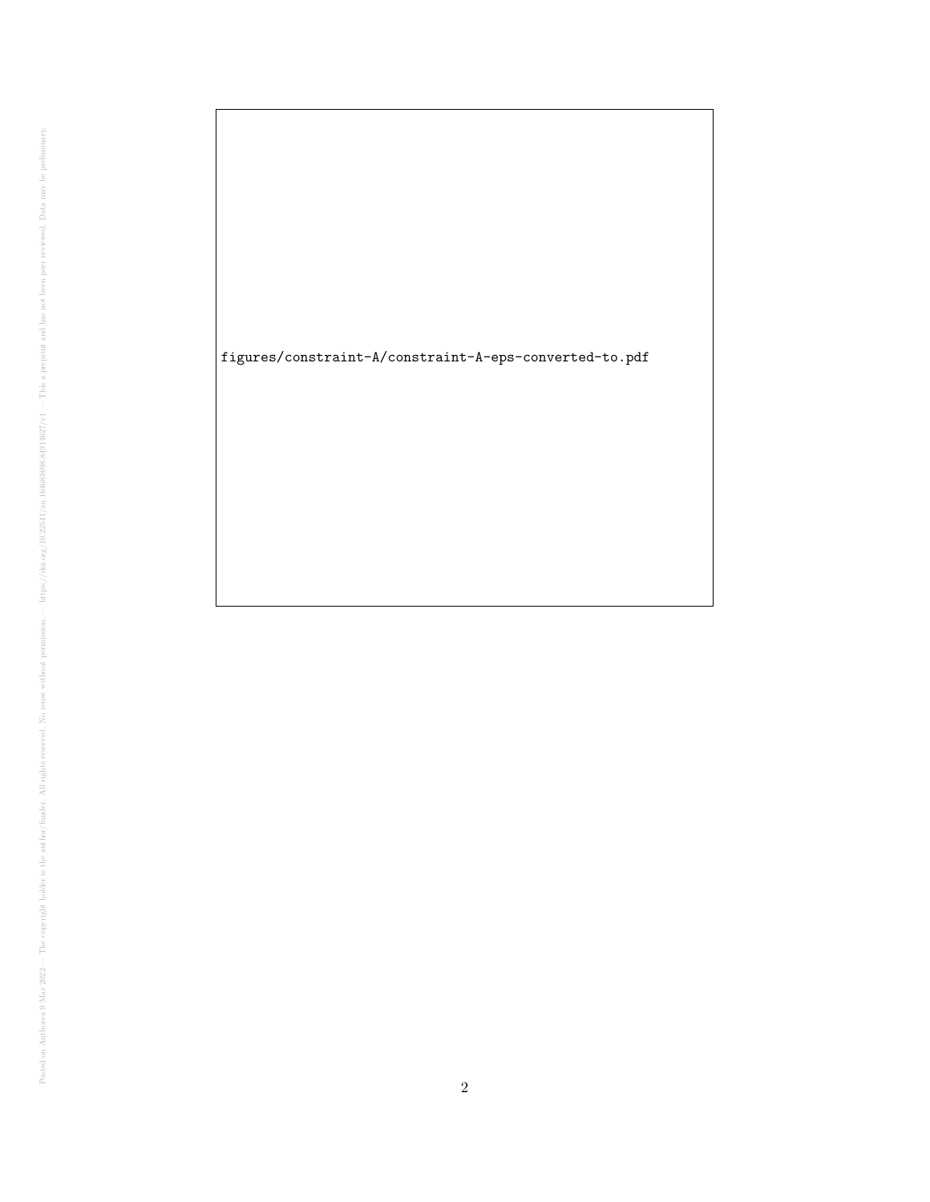figures/constraint-A/constraint-A-eps-converted-to.pdf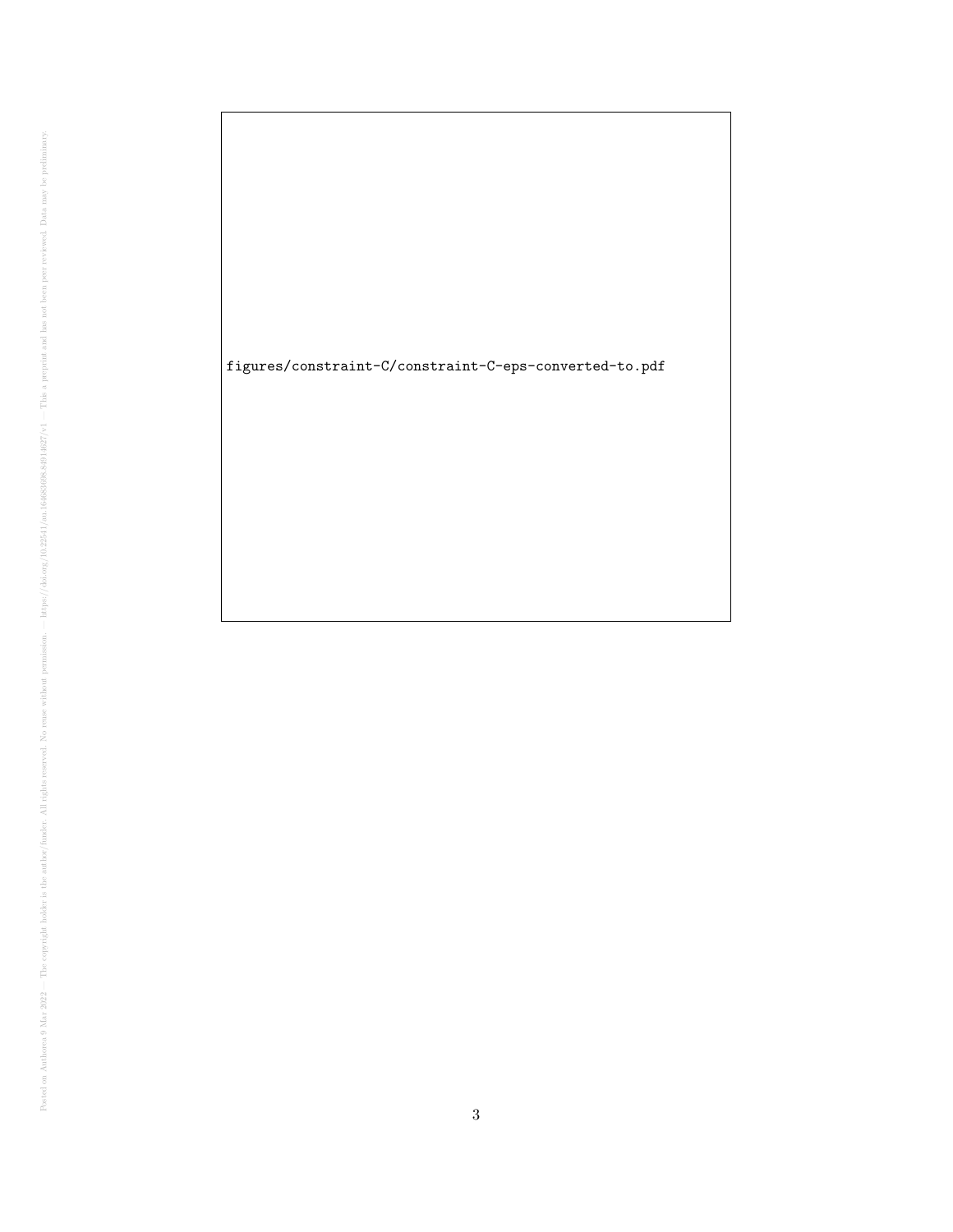figures/constraint-C/constraint-C-eps-converted-to.pdf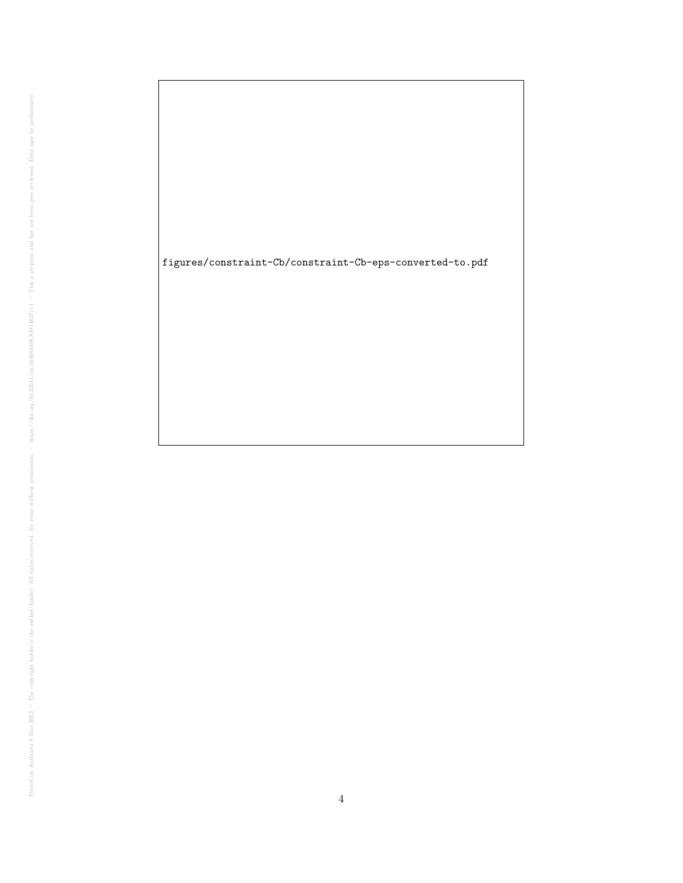figures/constraint-Cb/constraint-Cb-eps-converted-to.pdf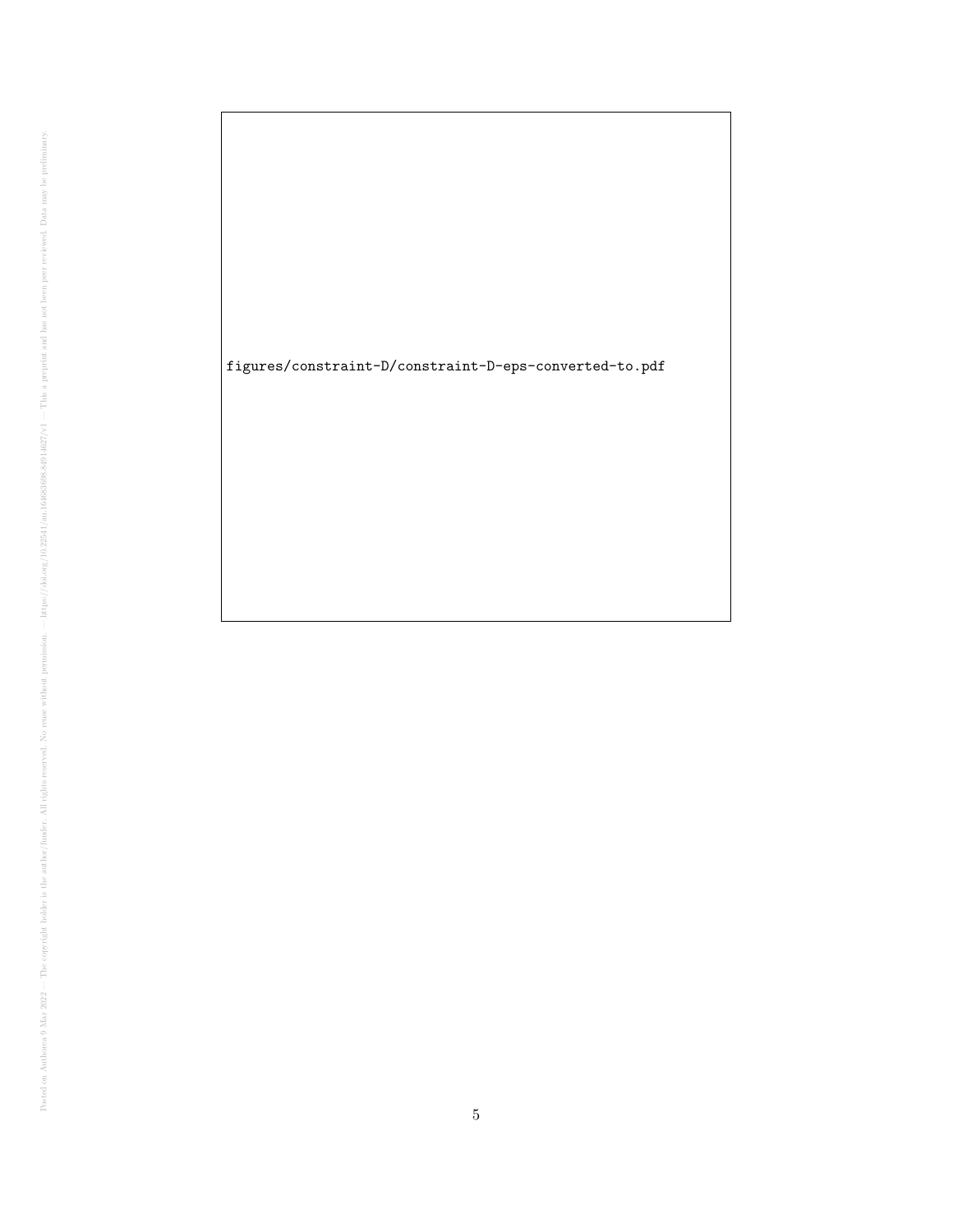figures/constraint-D/constraint-D-eps-converted-to.pdf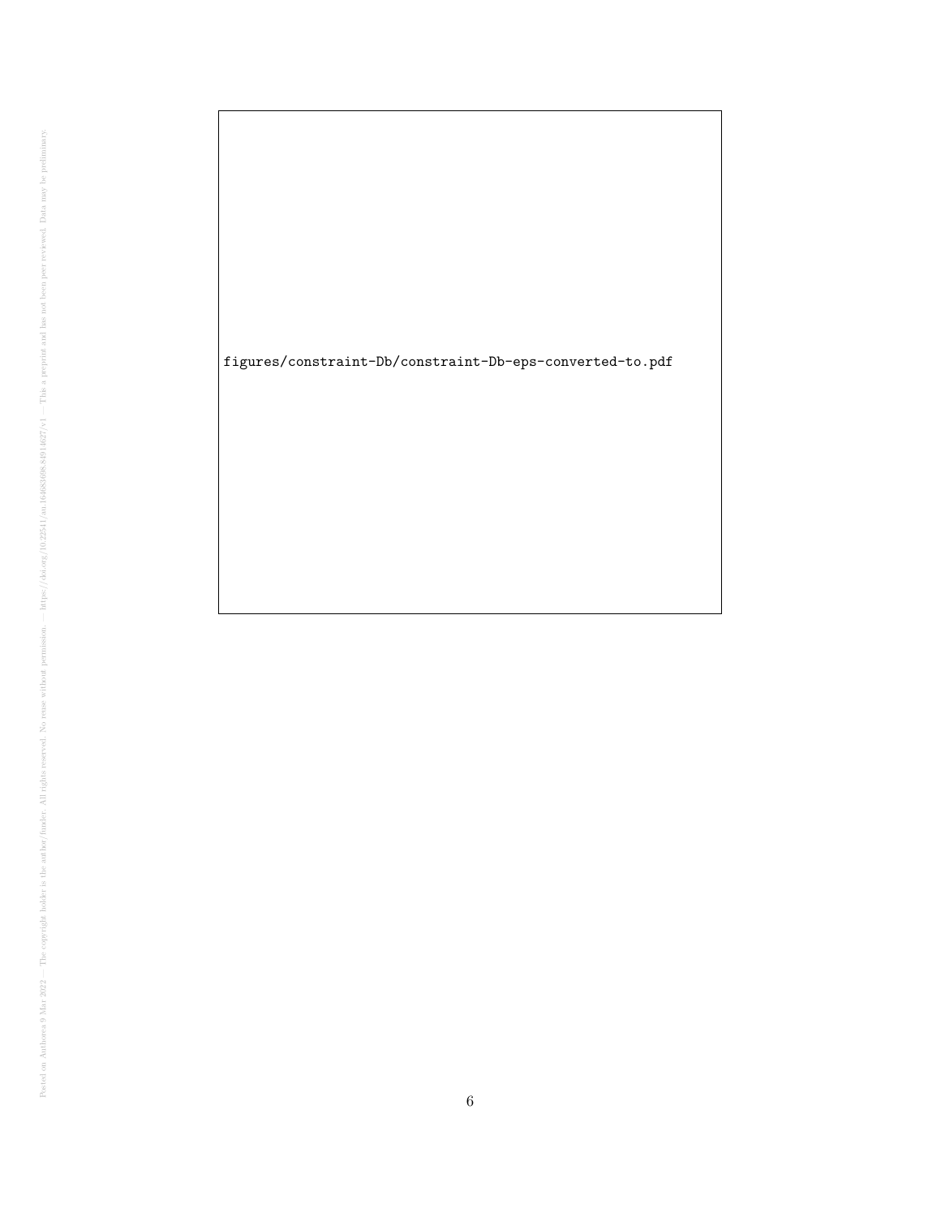figures/constraint-Db/constraint-Db-eps-converted-to.pdf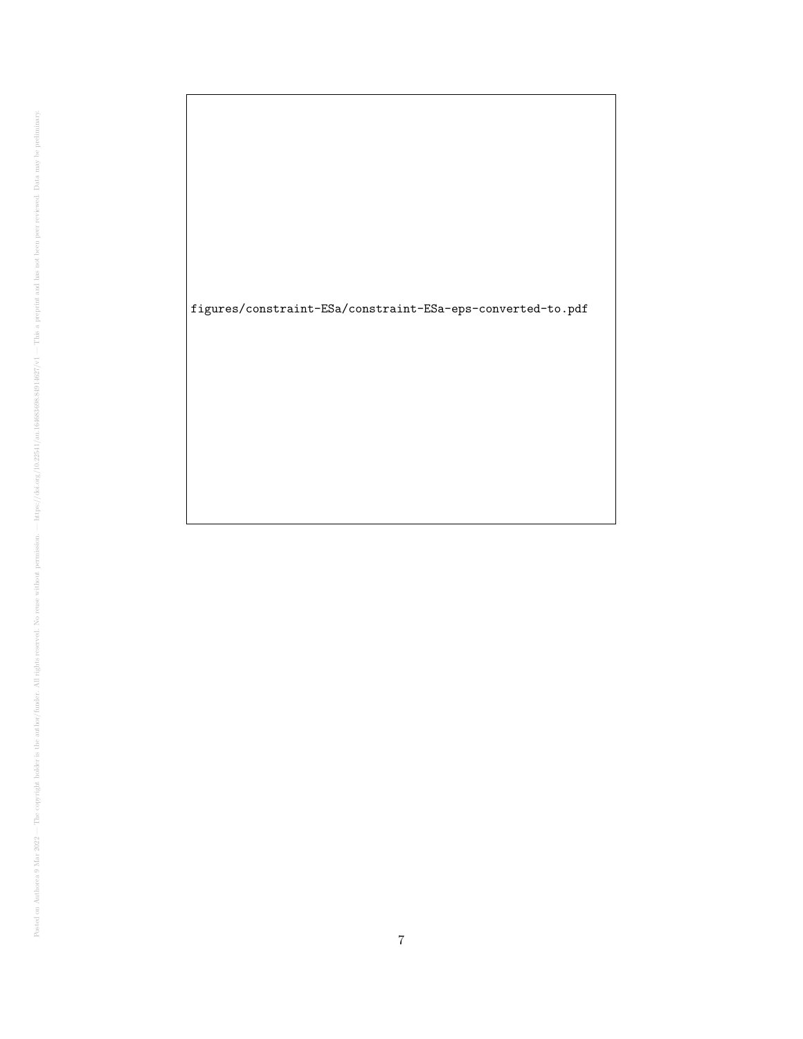figures/constraint-ESa/constraint-ESa-eps-converted-to.pdf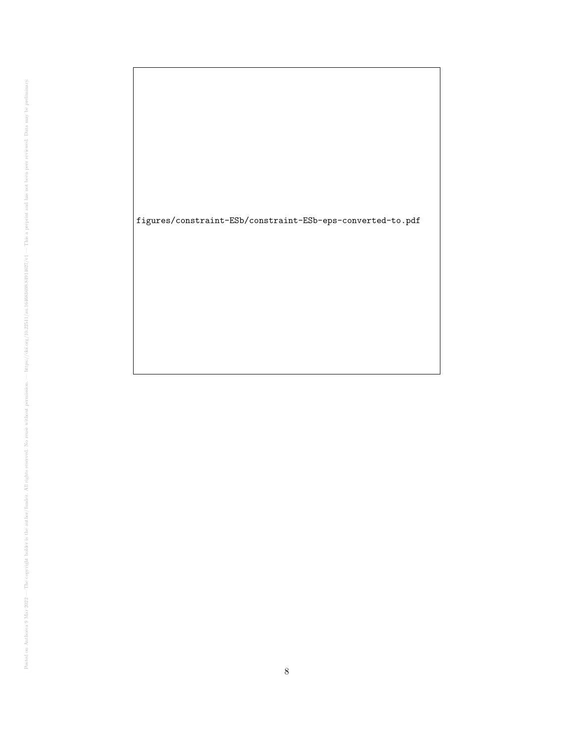figures/constraint-ESb/constraint-ESb-eps-converted-to.pdf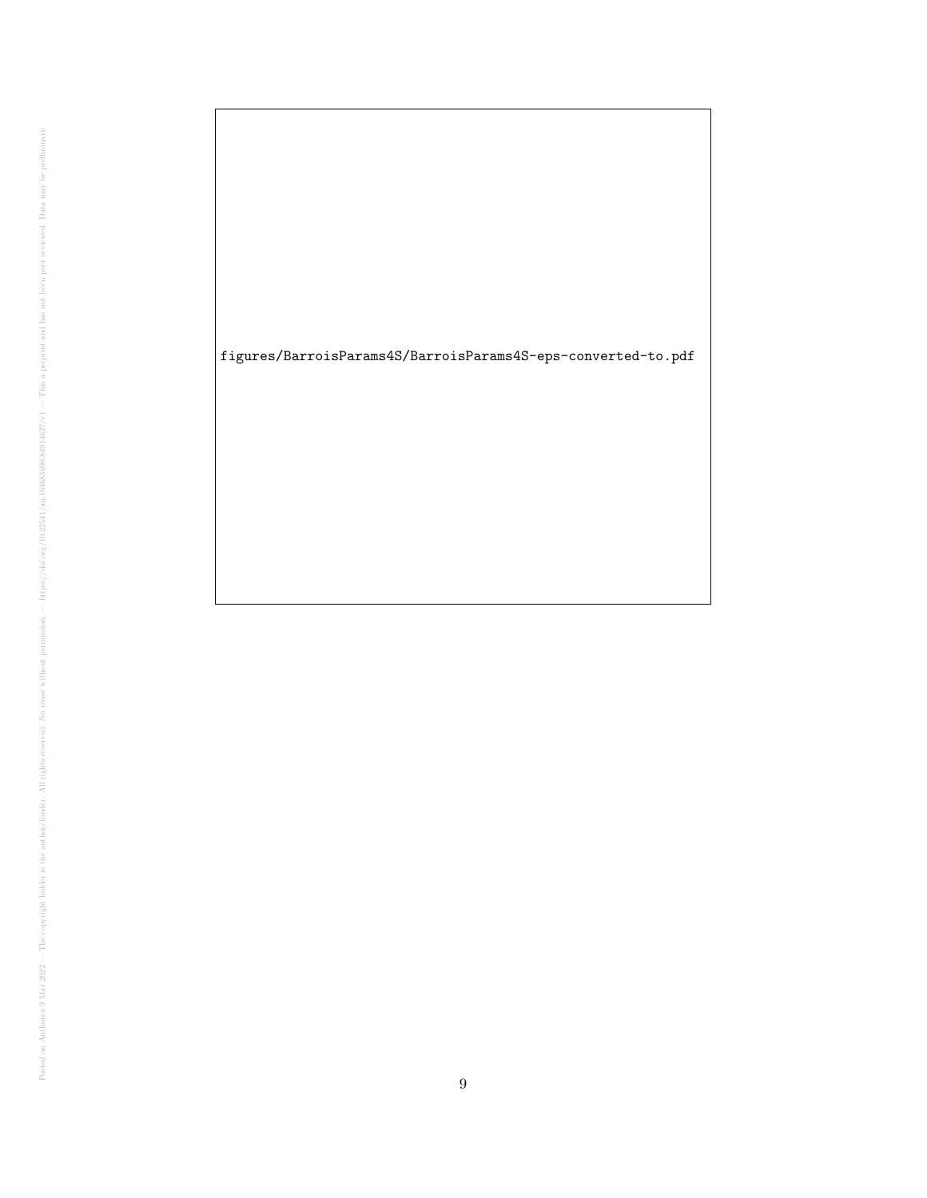figures/BarroisParams4S/BarroisParams4S-eps-converted-to.pdf